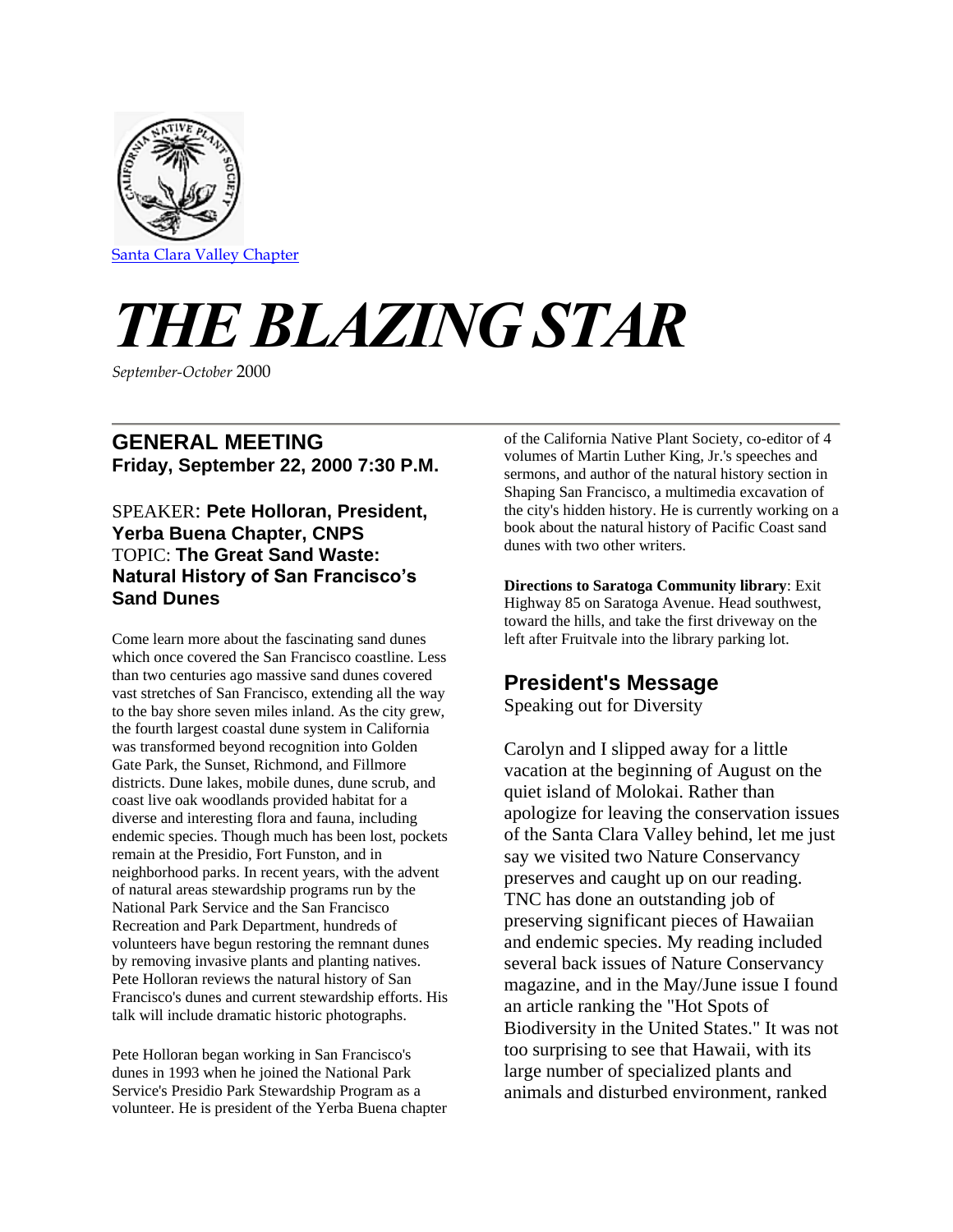Santa Clara Valley Chapter

# THE BLAZING STAR

*September-October* 2000

## GENERAL MEETING

**Friday, September 22, 2000 7:30 P.M.**

SPEAKER: **Pete Holloran, President, Yerba Buena Chapter, CNPS**
TOPIC: **The Great Sand Waste: Natural History of San Francisco's Sand Dunes**

Come learn more about the fascinating sand dunes which once covered the San Francisco coastline. Less than two centuries ago massive sand dunes covered vast stretches of San Francisco, extending all the way to the bay shore seven miles inland. As the city grew, the fourth largest coastal dune system in California was transformed beyond recognition into Golden Gate Park, the Sunset, Richmond, and Fillmore districts. Dune lakes, mobile dunes, dune scrub, and coast live oak woodlands provided habitat for a diverse and interesting flora and fauna, including endemic species. Though much has been lost, pockets remain at the Presidio, Fort Funston, and in neighborhood parks. In recent years, with the advent of natural areas stewardship programs run by the National Park Service and the San Francisco Recreation and Park Department, hundreds of volunteers have begun restoring the remnant dunes by removing invasive plants and planting natives. Pete Holloran reviews the natural history of San Francisco's dunes and current stewardship efforts. His talk will include dramatic historic photographs.

Pete Holloran began working in San Francisco's dunes in 1993 when he joined the National Park Service's Presidio Park Stewardship Program as a volunteer. He is president of the Yerba Buena chapter of the California Native Plant Society, co-editor of 4 volumes of Martin Luther King, Jr.'s speeches and sermons, and author of the natural history section in Shaping San Francisco, a multimedia excavation of the city's hidden history. He is currently working on a book about the natural history of Pacific Coast sand dunes with two other writers.

**Directions to Saratoga Community library**: Exit Highway 85 on Saratoga Avenue. Head southwest, toward the hills, and take the first driveway on the left after Fruitvale into the library parking lot.

## President's Message

Speaking out for Diversity

Carolyn and I slipped away for a little vacation at the beginning of August on the quiet island of Molokai. Rather than apologize for leaving the conservation issues of the Santa Clara Valley behind, let me just say we visited two Nature Conservancy preserves and caught up on our reading. TNC has done an outstanding job of preserving significant pieces of Hawaiian and endemic species. My reading included several back issues of Nature Conservancy magazine, and in the May/June issue I found an article ranking the "Hot Spots of Biodiversity in the United States." It was not too surprising to see that Hawaii, with its large number of specialized plants and animals and disturbed environment, ranked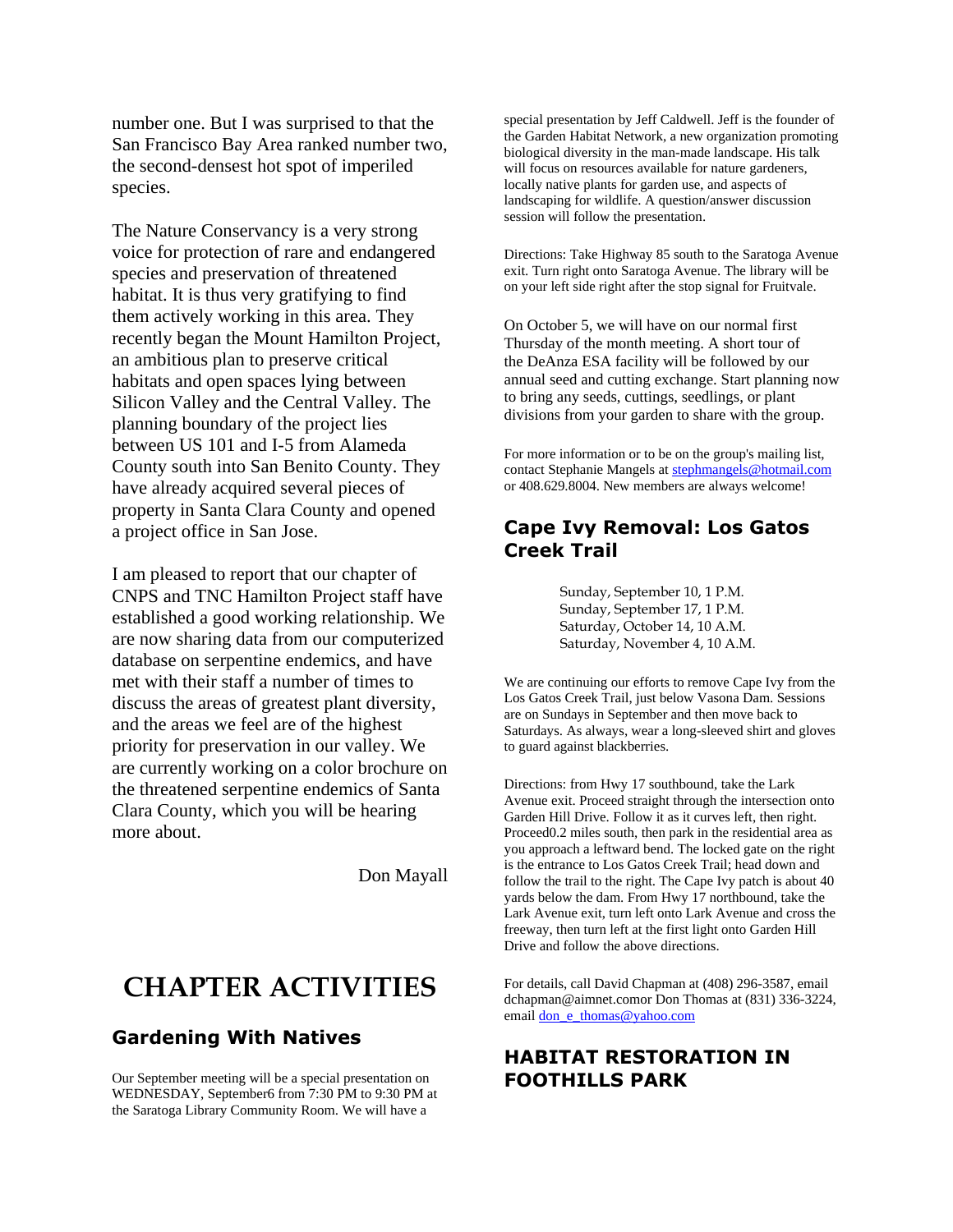number one. But I was surprised to that the San Francisco Bay Area ranked number two, the second-densest hot spot of imperiled species.

The Nature Conservancy is a very strong voice for protection of rare and endangered species and preservation of threatened habitat. It is thus very gratifying to find them actively working in this area. They recently began the Mount Hamilton Project, an ambitious plan to preserve critical habitats and open spaces lying between Silicon Valley and the Central Valley. The planning boundary of the project lies between US 101 and I-5 from Alameda County south into San Benito County. They have already acquired several pieces of property in Santa Clara County and opened a project office in San Jose.

I am pleased to report that our chapter of CNPS and TNC Hamilton Project staff have established a good working relationship. We are now sharing data from our computerized database on serpentine endemics, and have met with their staff a number of times to discuss the areas of greatest plant diversity, and the areas we feel are of the highest priority for preservation in our valley. We are currently working on a color brochure on the threatened serpentine endemics of Santa Clara County, which you will be hearing more about.

Don Mayall

# CHAPTER ACTIVITIES

## Gardening With Natives

Our September meeting will be a special presentation on WEDNESDAY, September6 from 7:30 PM to 9:30 PM at the Saratoga Library Community Room. We will have a special presentation by Jeff Caldwell. Jeff is the founder of the Garden Habitat Network, a new organization promoting biological diversity in the man-made landscape. His talk will focus on resources available for nature gardeners, locally native plants for garden use, and aspects of landscaping for wildlife. A question/answer discussion session will follow the presentation.

Directions: Take Highway 85 south to the Saratoga Avenue exit. Turn right onto Saratoga Avenue. The library will be on your left side right after the stop signal for Fruitvale.

On October 5, we will have on our normal first Thursday of the month meeting. A short tour of the DeAnza ESA facility will be followed by our annual seed and cutting exchange. Start planning now to bring any seeds, cuttings, seedlings, or plant divisions from your garden to share with the group.

For more information or to be on the group's mailing list, contact Stephanie Mangels at stephmangels@hotmail.com or 408.629.8004. New members are always welcome!

## Cape Ivy Removal: Los Gatos Creek Trail

Sunday, September 10, 1 P.M.
Sunday, September 17, 1 P.M.
Saturday, October 14, 10 A.M.
Saturday, November 4, 10 A.M.

We are continuing our efforts to remove Cape Ivy from the Los Gatos Creek Trail, just below Vasona Dam. Sessions are on Sundays in September and then move back to Saturdays. As always, wear a long-sleeved shirt and gloves to guard against blackberries.

Directions: from Hwy 17 southbound, take the Lark Avenue exit. Proceed straight through the intersection onto Garden Hill Drive. Follow it as it curves left, then right. Proceed0.2 miles south, then park in the residential area as you approach a leftward bend. The locked gate on the right is the entrance to Los Gatos Creek Trail; head down and follow the trail to the right. The Cape Ivy patch is about 40 yards below the dam. From Hwy 17 northbound, take the Lark Avenue exit, turn left onto Lark Avenue and cross the freeway, then turn left at the first light onto Garden Hill Drive and follow the above directions.

For details, call David Chapman at (408) 296-3587, email dchapman@aimnet.comor Don Thomas at (831) 336-3224, email don_e_thomas@yahoo.com

## HABITAT RESTORATION IN FOOTHILLS PARK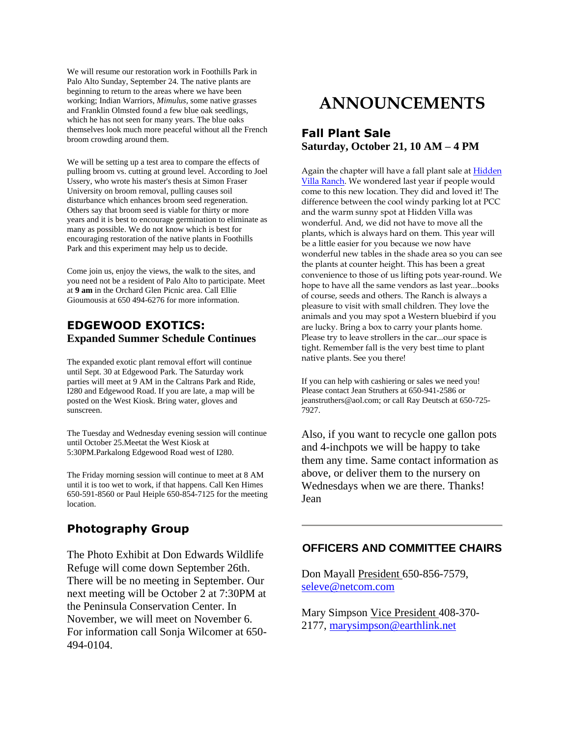We will resume our restoration work in Foothills Park in Palo Alto Sunday, September 24. The native plants are beginning to return to the areas where we have been working; Indian Warriors, *Mimulus*, some native grasses and Franklin Olmsted found a few blue oak seedlings, which he has not seen for many years. The blue oaks themselves look much more peaceful without all the French broom crowding around them.

We will be setting up a test area to compare the effects of pulling broom vs. cutting at ground level. According to Joel Ussery, who wrote his master's thesis at Simon Fraser University on broom removal, pulling causes soil disturbance which enhances broom seed regeneration. Others say that broom seed is viable for thirty or more years and it is best to encourage germination to eliminate as many as possible. We do not know which is best for encouraging restoration of the native plants in Foothills Park and this experiment may help us to decide.

Come join us, enjoy the views, the walk to the sites, and you need not be a resident of Palo Alto to participate. Meet at **9 am** in the Orchard Glen Picnic area. Call Ellie Gioumousis at 650 494-6276 for more information.

## EDGEWOOD EXOTICS:

### Expanded Summer Schedule Continues

The expanded exotic plant removal effort will continue until Sept. 30 at Edgewood Park. The Saturday work parties will meet at 9 AM in the Caltrans Park and Ride, I280 and Edgewood Road. If you are late, a map will be posted on the West Kiosk. Bring water, gloves and sunscreen.

The Tuesday and Wednesday evening session will continue until October 25.Meetat the West Kiosk at 5:30PM.Parkalong Edgewood Road west of I280.

The Friday morning session will continue to meet at 8 AM until it is too wet to work, if that happens. Call Ken Himes 650-591-8560 or Paul Heiple 650-854-7125 for the meeting location.

## Photography Group

The Photo Exhibit at Don Edwards Wildlife Refuge will come down September 26th. There will be no meeting in September. Our next meeting will be October 2 at 7:30PM at the Peninsula Conservation Center. In November, we will meet on November 6. For information call Sonja Wilcomer at 650-494-0104.

# ANNOUNCEMENTS

## Fall Plant Sale

### Saturday, October 21, 10 AM – 4 PM

Again the chapter will have a fall plant sale at Hidden Villa Ranch. We wondered last year if people would come to this new location. They did and loved it! The difference between the cool windy parking lot at PCC and the warm sunny spot at Hidden Villa was wonderful. And, we did not have to move all the plants, which is always hard on them. This year will be a little easier for you because we now have wonderful new tables in the shade area so you can see the plants at counter height. This has been a great convenience to those of us lifting pots year-round. We hope to have all the same vendors as last year...books of course, seeds and others. The Ranch is always a pleasure to visit with small children. They love the animals and you may spot a Western bluebird if you are lucky. Bring a box to carry your plants home. Please try to leave strollers in the car...our space is tight. Remember fall is the very best time to plant native plants. See you there!

If you can help with cashiering or sales we need you! Please contact Jean Struthers at 650-941-2586 or jeanstruthers@aol.com; or call Ray Deutsch at 650-725-7927.

Also, if you want to recycle one gallon pots and 4-inchpots we will be happy to take them any time. Same contact information as above, or deliver them to the nursery on Wednesdays when we are there. Thanks! Jean

---

## OFFICERS AND COMMITTEE CHAIRS

Don Mayall President 650-856-7579, seleve@netcom.com

Mary Simpson Vice President 408-370-2177, marysimpson@earthlink.net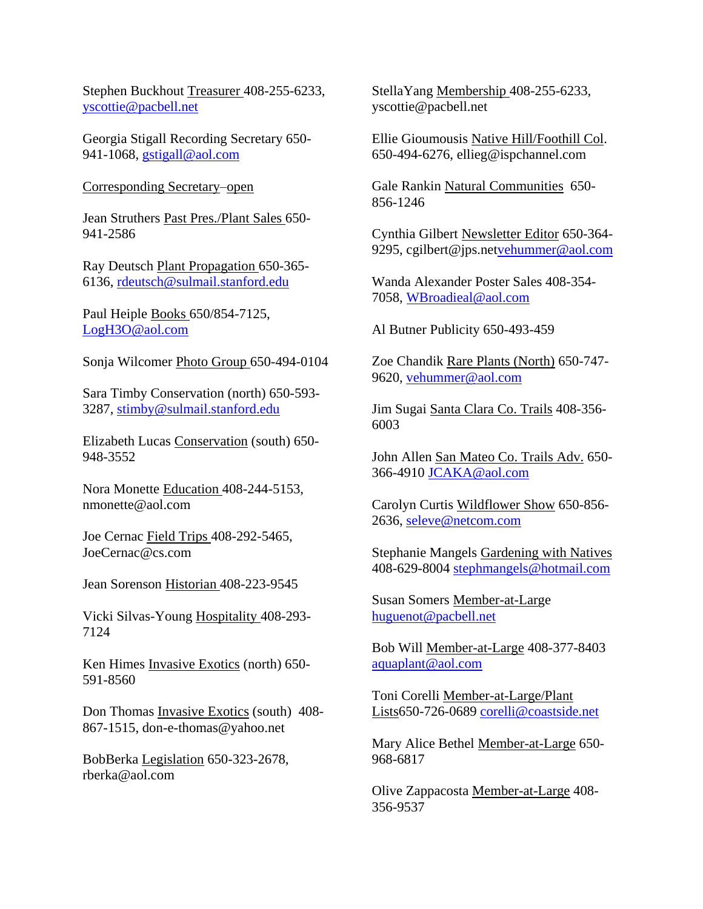Stephen Buckhout Treasurer 408-255-6233, yscottie@pacbell.net

Georgia Stigall Recording Secretary 650-941-1068, gstigall@aol.com

Corresponding Secretary–open

Jean Struthers Past Pres./Plant Sales 650-941-2586

Ray Deutsch Plant Propagation 650-365-6136, rdeutsch@sulmail.stanford.edu

Paul Heiple Books 650/854-7125, LogH3O@aol.com

Sonja Wilcomer Photo Group 650-494-0104

Sara Timby Conservation (north) 650-593-3287, stimby@sulmail.stanford.edu

Elizabeth Lucas Conservation (south) 650-948-3552

Nora Monette Education 408-244-5153, nmonette@aol.com

Joe Cernac Field Trips 408-292-5465, JoeCernac@cs.com

Jean Sorenson Historian 408-223-9545

Vicki Silvas-Young Hospitality 408-293-7124

Ken Himes Invasive Exotics (north) 650-591-8560

Don Thomas Invasive Exotics (south) 408-867-1515, don-e-thomas@yahoo.net

BobBerka Legislation 650-323-2678, rberka@aol.com

StellaYang Membership 408-255-6233, yscottie@pacbell.net

Ellie Gioumousis Native Hill/Foothill Col. 650-494-6276, ellieg@ispchannel.com

Gale Rankin Natural Communities 650-856-1246

Cynthia Gilbert Newsletter Editor 650-364-9295, cgilbert@jps.netvehummer@aol.com

Wanda Alexander Poster Sales 408-354-7058, WBroadieal@aol.com

Al Butner Publicity 650-493-459

Zoe Chandik Rare Plants (North) 650-747-9620, vehummer@aol.com

Jim Sugai Santa Clara Co. Trails 408-356-6003

John Allen San Mateo Co. Trails Adv. 650-366-4910 JCAKA@aol.com

Carolyn Curtis Wildflower Show 650-856-2636, seleve@netcom.com

Stephanie Mangels Gardening with Natives 408-629-8004 stephmangels@hotmail.com

Susan Somers Member-at-Large huguenot@pacbell.net

Bob Will Member-at-Large 408-377-8403 aquaplant@aol.com

Toni Corelli Member-at-Large/Plant Lists650-726-0689 corelli@coastside.net

Mary Alice Bethel Member-at-Large 650-968-6817

Olive Zappacosta Member-at-Large 408-356-9537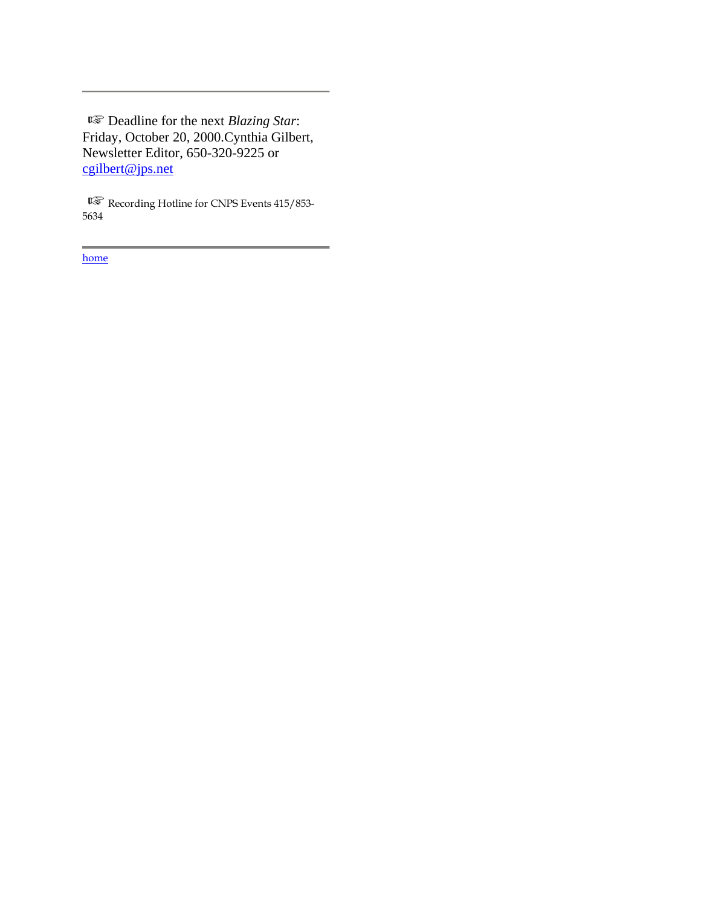---

☞ Deadline for the next *Blazing Star*: Friday, October 20, 2000.Cynthia Gilbert, Newsletter Editor, 650-320-9225 or cgilbert@jps.net

☞ Recording Hotline for CNPS Events 415/853-5634

---

home